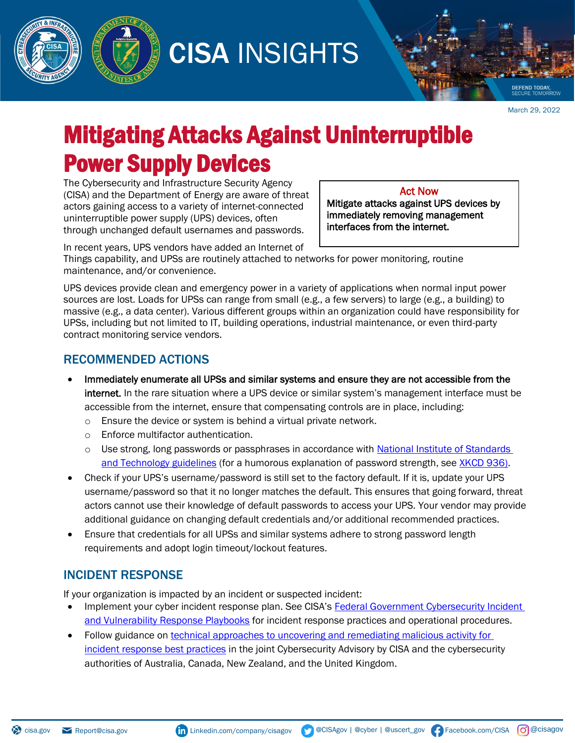CISA INSIGHTS

March 29, 2022

# Mitigating Attacks Against Uninterruptible Power Supply Devices

The Cybersecurity and Infrastructure Security Agency (CISA) and the Department of Energy are aware of threat actors gaining access to a variety of internet-connected uninterruptible power supply (UPS) devices, often through unchanged default usernames and passwords.

> **Act Now**
>
> **Mitigate attacks against UPS devices by immediately removing management interfaces from the internet.**

In recent years, UPS vendors have added an Internet of Things capability, and UPSs are routinely attached to networks for power monitoring, routine maintenance, and/or convenience.

UPS devices provide clean and emergency power in a variety of applications when normal input power sources are lost. Loads for UPSs can range from small (e.g., a few servers) to large (e.g., a building) to massive (e.g., a data center). Various different groups within an organization could have responsibility for UPSs, including but not limited to IT, building operations, industrial maintenance, or even third-party contract monitoring service vendors.

## RECOMMENDED ACTIONS

- **Immediately enumerate all UPSs and similar systems and ensure they are not accessible from the internet.** In the rare situation where a UPS device or similar system's management interface must be accessible from the internet, ensure that compensating controls are in place, including:
  - Ensure the device or system is behind a virtual private network.
  - Enforce multifactor authentication.
  - Use strong, long passwords or passphrases in accordance with National Institute of Standards and Technology guidelines (for a humorous explanation of password strength, see XKCD 936).
- Check if your UPS's username/password is still set to the factory default. If it is, update your UPS username/password so that it no longer matches the default. This ensures that going forward, threat actors cannot use their knowledge of default passwords to access your UPS. Your vendor may provide additional guidance on changing default credentials and/or additional recommended practices.
- Ensure that credentials for all UPSs and similar systems adhere to strong password length requirements and adopt login timeout/lockout features.

## INCIDENT RESPONSE

If your organization is impacted by an incident or suspected incident:

- Implement your cyber incident response plan. See CISA's Federal Government Cybersecurity Incident and Vulnerability Response Playbooks for incident response practices and operational procedures.
- Follow guidance on technical approaches to uncovering and remediating malicious activity for incident response best practices in the joint Cybersecurity Advisory by CISA and the cybersecurity authorities of Australia, Canada, New Zealand, and the United Kingdom.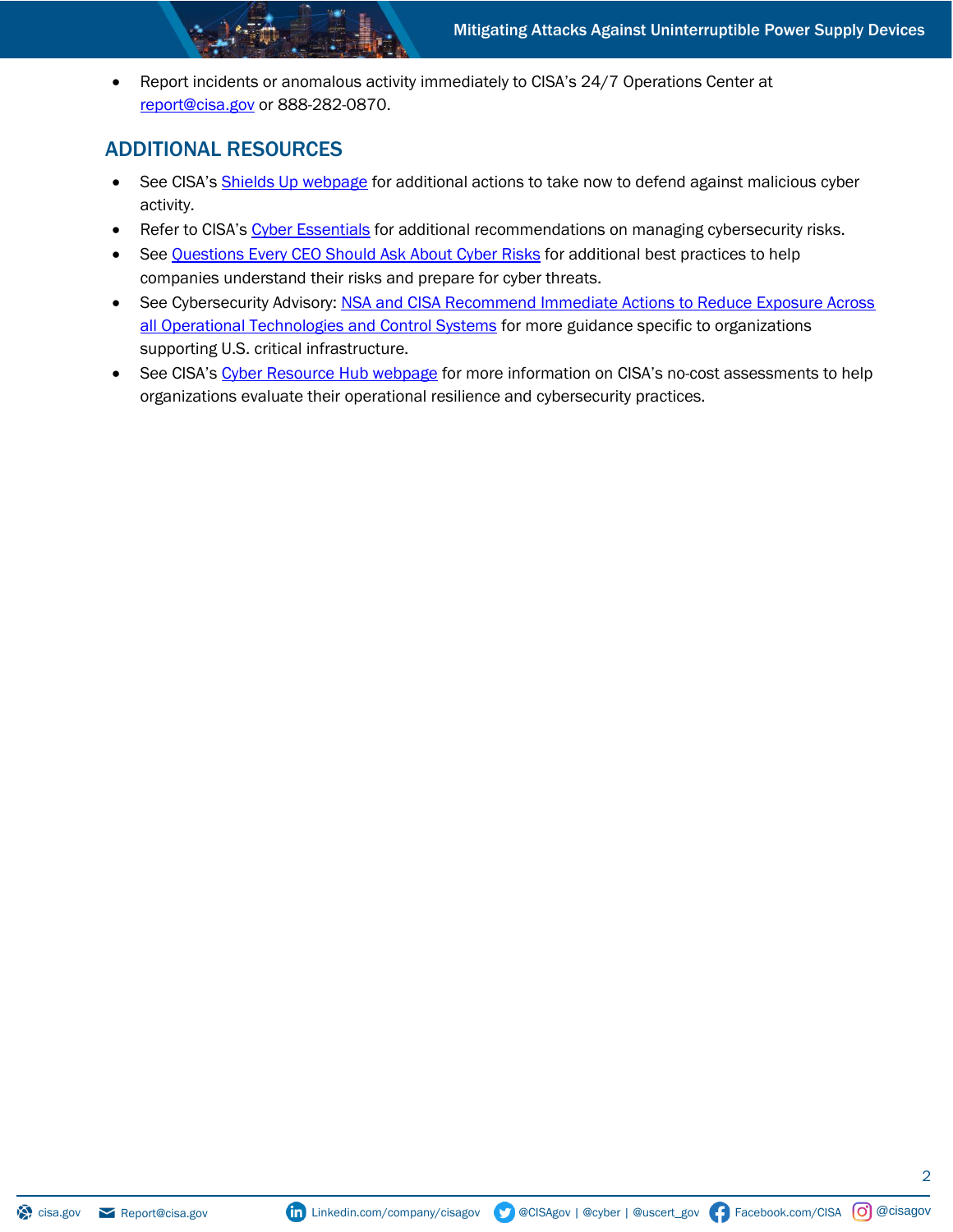- Report incidents or anomalous activity immediately to CISA's 24/7 Operations Center at report@cisa.gov or 888-282-0870.

## ADDITIONAL RESOURCES

- See CISA's Shields Up webpage for additional actions to take now to defend against malicious cyber activity.
- Refer to CISA's Cyber Essentials for additional recommendations on managing cybersecurity risks.
- See Questions Every CEO Should Ask About Cyber Risks for additional best practices to help companies understand their risks and prepare for cyber threats.
- See Cybersecurity Advisory: NSA and CISA Recommend Immediate Actions to Reduce Exposure Across all Operational Technologies and Control Systems for more guidance specific to organizations supporting U.S. critical infrastructure.
- See CISA's Cyber Resource Hub webpage for more information on CISA's no-cost assessments to help organizations evaluate their operational resilience and cybersecurity practices.